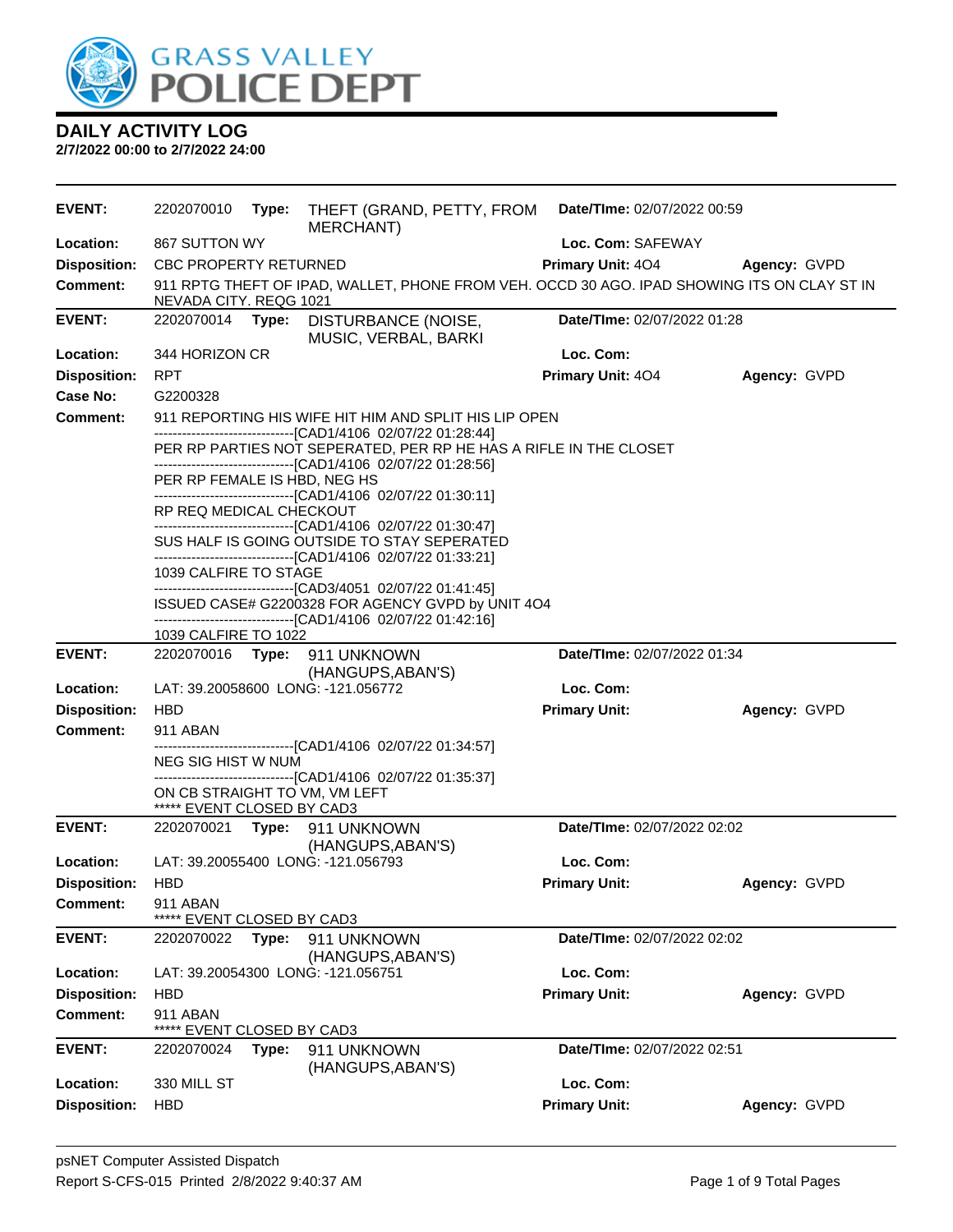# GRASS VALLEY POLICE DEPT

## DAILY ACTIVITY LOG

**2/7/2022 00:00 to 2/7/2022 24:00**

| | | | | | |
|---|---|---|---|---|---|
| **EVENT:** | 2202070010 **Type:** THEFT (GRAND, PETTY, FROM MERCHANT) | | **Date/TIme:** 02/07/2022 00:59 | | |
| **Location:** | 867 SUTTON WY | | **Loc. Com:** SAFEWAY | | |
| **Disposition:** | CBC PROPERTY RETURNED | | **Primary Unit:** 4O4 | **Agency:** GVPD | |
| **Comment:** | 911 RPTG THEFT OF IPAD, WALLET, PHONE FROM VEH. OCCD 30 AGO. IPAD SHOWING ITS ON CLAY ST IN NEVADA CITY. REQG 1021 | | | | |

| | | | | |
|---|---|---|---|---|
| **EVENT:** | 2202070014 **Type:** DISTURBANCE (NOISE, MUSIC, VERBAL, BARKI | **Date/TIme:** 02/07/2022 01:28 | | |
| **Location:** | 344 HORIZON CR | **Loc. Com:** | | |
| **Disposition:** | RPT | **Primary Unit:** 4O4 | **Agency:** GVPD | |
| **Case No:** | G2200328 | | | |
| **Comment:** | 911 REPORTING HIS WIFE HIT HIM AND SPLIT HIS LIP OPEN | | | |

-------------------------------[CAD1/4106 02/07/22 01:28:44]
PER RP PARTIES NOT SEPERATED, PER RP HE HAS A RIFLE IN THE CLOSET
-------------------------------[CAD1/4106 02/07/22 01:28:56]
PER RP FEMALE IS HBD, NEG HS
-------------------------------[CAD1/4106 02/07/22 01:30:11]
RP REQ MEDICAL CHECKOUT
-------------------------------[CAD1/4106 02/07/22 01:30:47]
SUS HALF IS GOING OUTSIDE TO STAY SEPERATED
-------------------------------[CAD1/4106 02/07/22 01:33:21]
1039 CALFIRE TO STAGE
-------------------------------[CAD3/4051 02/07/22 01:41:45]
ISSUED CASE# G2200328 FOR AGENCY GVPD by UNIT 4O4
-------------------------------[CAD1/4106 02/07/22 01:42:16]
1039 CALFIRE TO 1022

| | | | |
|---|---|---|---|
| **EVENT:** | 2202070016 **Type:** 911 UNKNOWN (HANGUPS,ABAN'S) | **Date/TIme:** 02/07/2022 01:34 | |
| **Location:** | LAT: 39.20058600 LONG: -121.056772 | **Loc. Com:** | |
| **Disposition:** | HBD | **Primary Unit:** | **Agency:** GVPD |
| **Comment:** | 911 ABAN | | |

-------------------------------[CAD1/4106 02/07/22 01:34:57]
NEG SIG HIST W NUM
-------------------------------[CAD1/4106 02/07/22 01:35:37]
ON CB STRAIGHT TO VM, VM LEFT
***** EVENT CLOSED BY CAD3

| | | | |
|---|---|---|---|
| **EVENT:** | 2202070021 **Type:** 911 UNKNOWN (HANGUPS,ABAN'S) | **Date/TIme:** 02/07/2022 02:02 | |
| **Location:** | LAT: 39.20055400 LONG: -121.056793 | **Loc. Com:** | |
| **Disposition:** | HBD | **Primary Unit:** | **Agency:** GVPD |
| **Comment:** | 911 ABAN<br>***** EVENT CLOSED BY CAD3 | | |

| | | | |
|---|---|---|---|
| **EVENT:** | 2202070022 **Type:** 911 UNKNOWN (HANGUPS,ABAN'S) | **Date/TIme:** 02/07/2022 02:02 | |
| **Location:** | LAT: 39.20054300 LONG: -121.056751 | **Loc. Com:** | |
| **Disposition:** | HBD | **Primary Unit:** | **Agency:** GVPD |
| **Comment:** | 911 ABAN<br>***** EVENT CLOSED BY CAD3 | | |

| | | | |
|---|---|---|---|
| **EVENT:** | 2202070024 **Type:** 911 UNKNOWN (HANGUPS,ABAN'S) | **Date/TIme:** 02/07/2022 02:51 | |
| **Location:** | 330 MILL ST | **Loc. Com:** | |
| **Disposition:** | HBD | **Primary Unit:** | **Agency:** GVPD |

psNET Computer Assisted Dispatch
Report S-CFS-015 Printed 2/8/2022 9:40:37 AM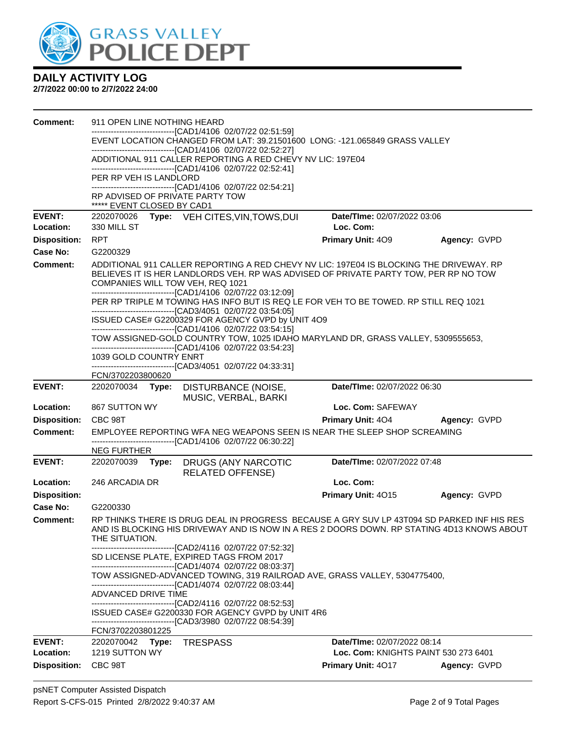# DAILY ACTIVITY LOG
**2/7/2022 00:00 to 2/7/2022 24:00**

**Comment:** 911 OPEN LINE NOTHING HEARD
------------------------------[CAD1/4106 02/07/22 02:51:59]
EVENT LOCATION CHANGED FROM LAT: 39.21501600 LONG: -121.065849 GRASS VALLEY
------------------------------[CAD1/4106 02/07/22 02:52:27]
ADDITIONAL 911 CALLER REPORTING A RED CHEVY NV LIC: 197E04
------------------------------[CAD1/4106 02/07/22 02:52:41]
PER RP VEH IS LANDLORD
------------------------------[CAD1/4106 02/07/22 02:54:21]
RP ADVISED OF PRIVATE PARTY TOW
***** EVENT CLOSED BY CAD1

---

**EVENT:** 2202070026 **Type:** VEH CITES,VIN,TOWS,DUI **Date/TIme:** 02/07/2022 03:06
**Location:** 330 MILL ST **Loc. Com:**
**Disposition:** RPT **Primary Unit:** 4O9 **Agency:** GVPD
**Case No:** G2200329
**Comment:** ADDITIONAL 911 CALLER REPORTING A RED CHEVY NV LIC: 197E04 IS BLOCKING THE DRIVEWAY. RP BELIEVES IT IS HER LANDLORDS VEH. RP WAS ADVISED OF PRIVATE PARTY TOW, PER RP NO TOW COMPANIES WILL TOW VEH, REQ 1021
------------------------------[CAD1/4106 02/07/22 03:12:09]
PER RP TRIPLE M TOWING HAS INFO BUT IS REQ LE FOR VEH TO BE TOWED. RP STILL REQ 1021
------------------------------[CAD3/4051 02/07/22 03:54:05]
ISSUED CASE# G2200329 FOR AGENCY GVPD by UNIT 4O9
------------------------------[CAD1/4106 02/07/22 03:54:15]
TOW ASSIGNED-GOLD COUNTRY TOW, 1025 IDAHO MARYLAND DR, GRASS VALLEY, 5309555653,
------------------------------[CAD1/4106 02/07/22 03:54:23]
1039 GOLD COUNTRY ENRT
------------------------------[CAD3/4051 02/07/22 04:33:31]
FCN/3702203800620

---

**EVENT:** 2202070034 **Type:** DISTURBANCE (NOISE, MUSIC, VERBAL, BARKI **Date/TIme:** 02/07/2022 06:30
**Location:** 867 SUTTON WY **Loc. Com:** SAFEWAY
**Disposition:** CBC 98T **Primary Unit:** 4O4 **Agency:** GVPD
**Comment:** EMPLOYEE REPORTING WFA NEG WEAPONS SEEN IS NEAR THE SLEEP SHOP SCREAMING
------------------------------[CAD1/4106 02/07/22 06:30:22]
NEG FURTHER

---

**EVENT:** 2202070039 **Type:** DRUGS (ANY NARCOTIC RELATED OFFENSE) **Date/TIme:** 02/07/2022 07:48
**Location:** 246 ARCADIA DR **Loc. Com:**
**Disposition:** **Primary Unit:** 4O15 **Agency:** GVPD
**Case No:** G2200330
**Comment:** RP THINKS THERE IS DRUG DEAL IN PROGRESS BECAUSE A GRY SUV LP 43T094 SD PARKED INF HIS RES AND IS BLOCKING HIS DRIVEWAY AND IS NOW IN A RES 2 DOORS DOWN. RP STATING 4D13 KNOWS ABOUT THE SITUATION.
------------------------------[CAD2/4116 02/07/22 07:52:32]
SD LICENSE PLATE, EXPIRED TAGS FROM 2017
------------------------------[CAD1/4074 02/07/22 08:03:37]
TOW ASSIGNED-ADVANCED TOWING, 319 RAILROAD AVE, GRASS VALLEY, 5304775400,
------------------------------[CAD1/4074 02/07/22 08:03:44]
ADVANCED DRIVE TIME
------------------------------[CAD2/4116 02/07/22 08:52:53]
ISSUED CASE# G2200330 FOR AGENCY GVPD by UNIT 4R6
------------------------------[CAD3/3980 02/07/22 08:54:39]
FCN/3702203801225

---

**EVENT:** 2202070042 **Type:** TRESPASS **Date/TIme:** 02/07/2022 08:14
**Location:** 1219 SUTTON WY **Loc. Com:** KNIGHTS PAINT 530 273 6401
**Disposition:** CBC 98T **Primary Unit:** 4O17 **Agency:** GVPD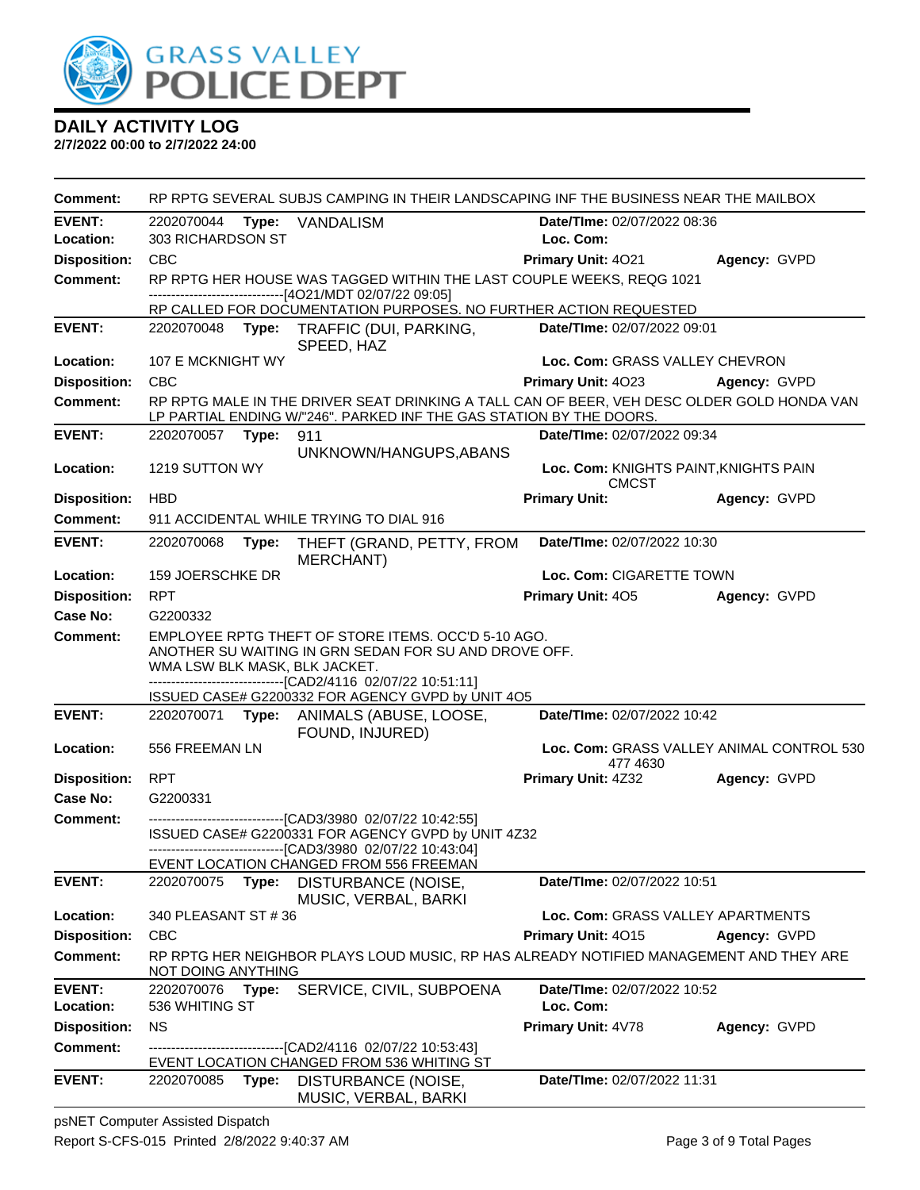# DAILY ACTIVITY LOG

**2/7/2022 00:00 to 2/7/2022 24:00**

**Comment:** RP RPTG SEVERAL SUBJS CAMPING IN THEIR LANDSCAPING INF THE BUSINESS NEAR THE MAILBOX

---

**EVENT:** 2202070044 **Type:** VANDALISM **Date/TIme:** 02/07/2022 08:36
**Location:** 303 RICHARDSON ST **Loc. Com:**
**Disposition:** CBC **Primary Unit:** 4O21 **Agency:** GVPD
**Comment:** RP RPTG HER HOUSE WAS TAGGED WITHIN THE LAST COUPLE WEEKS, REQG 1021
------------------------------[4O21/MDT 02/07/22 09:05]
RP CALLED FOR DOCUMENTATION PURPOSES. NO FURTHER ACTION REQUESTED

---

**EVENT:** 2202070048 **Type:** TRAFFIC (DUI, PARKING, SPEED, HAZ **Date/TIme:** 02/07/2022 09:01
**Location:** 107 E MCKNIGHT WY **Loc. Com:** GRASS VALLEY CHEVRON
**Disposition:** CBC **Primary Unit:** 4O23 **Agency:** GVPD
**Comment:** RP RPTG MALE IN THE DRIVER SEAT DRINKING A TALL CAN OF BEER, VEH DESC OLDER GOLD HONDA VAN LP PARTIAL ENDING W/"246". PARKED INF THE GAS STATION BY THE DOORS.

---

**EVENT:** 2202070057 **Type:** 911 UNKNOWN/HANGUPS,ABANS **Date/TIme:** 02/07/2022 09:34
**Location:** 1219 SUTTON WY **Loc. Com:** KNIGHTS PAINT,KNIGHTS PAIN CMCST
**Disposition:** HBD **Primary Unit:** **Agency:** GVPD
**Comment:** 911 ACCIDENTAL WHILE TRYING TO DIAL 916

---

**EVENT:** 2202070068 **Type:** THEFT (GRAND, PETTY, FROM MERCHANT) **Date/TIme:** 02/07/2022 10:30
**Location:** 159 JOERSCHKE DR **Loc. Com:** CIGARETTE TOWN
**Disposition:** RPT **Primary Unit:** 4O5 **Agency:** GVPD
**Case No:** G2200332
**Comment:** EMPLOYEE RPTG THEFT OF STORE ITEMS. OCC'D 5-10 AGO.
ANOTHER SU WAITING IN GRN SEDAN FOR SU AND DROVE OFF.
WMA LSW BLK MASK, BLK JACKET.
------------------------------[CAD2/4116 02/07/22 10:51:11]
ISSUED CASE# G2200332 FOR AGENCY GVPD by UNIT 4O5

---

**EVENT:** 2202070071 **Type:** ANIMALS (ABUSE, LOOSE, FOUND, INJURED) **Date/TIme:** 02/07/2022 10:42
**Location:** 556 FREEMAN LN **Loc. Com:** GRASS VALLEY ANIMAL CONTROL 530 477 4630
**Disposition:** RPT **Primary Unit:** 4Z32 **Agency:** GVPD
**Case No:** G2200331
**Comment:** ------------------------------[CAD3/3980 02/07/22 10:42:55]
ISSUED CASE# G2200331 FOR AGENCY GVPD by UNIT 4Z32
------------------------------[CAD3/3980 02/07/22 10:43:04]
EVENT LOCATION CHANGED FROM 556 FREEMAN

---

**EVENT:** 2202070075 **Type:** DISTURBANCE (NOISE, MUSIC, VERBAL, BARKI **Date/TIme:** 02/07/2022 10:51
**Location:** 340 PLEASANT ST # 36 **Loc. Com:** GRASS VALLEY APARTMENTS
**Disposition:** CBC **Primary Unit:** 4O15 **Agency:** GVPD
**Comment:** RP RPTG HER NEIGHBOR PLAYS LOUD MUSIC, RP HAS ALREADY NOTIFIED MANAGEMENT AND THEY ARE NOT DOING ANYTHING

---

**EVENT:** 2202070076 **Type:** SERVICE, CIVIL, SUBPOENA **Date/TIme:** 02/07/2022 10:52
**Location:** 536 WHITING ST **Loc. Com:**
**Disposition:** NS **Primary Unit:** 4V78 **Agency:** GVPD
**Comment:** ------------------------------[CAD2/4116 02/07/22 10:53:43]
EVENT LOCATION CHANGED FROM 536 WHITING ST

---

**EVENT:** 2202070085 **Type:** DISTURBANCE (NOISE, MUSIC, VERBAL, BARKI **Date/TIme:** 02/07/2022 11:31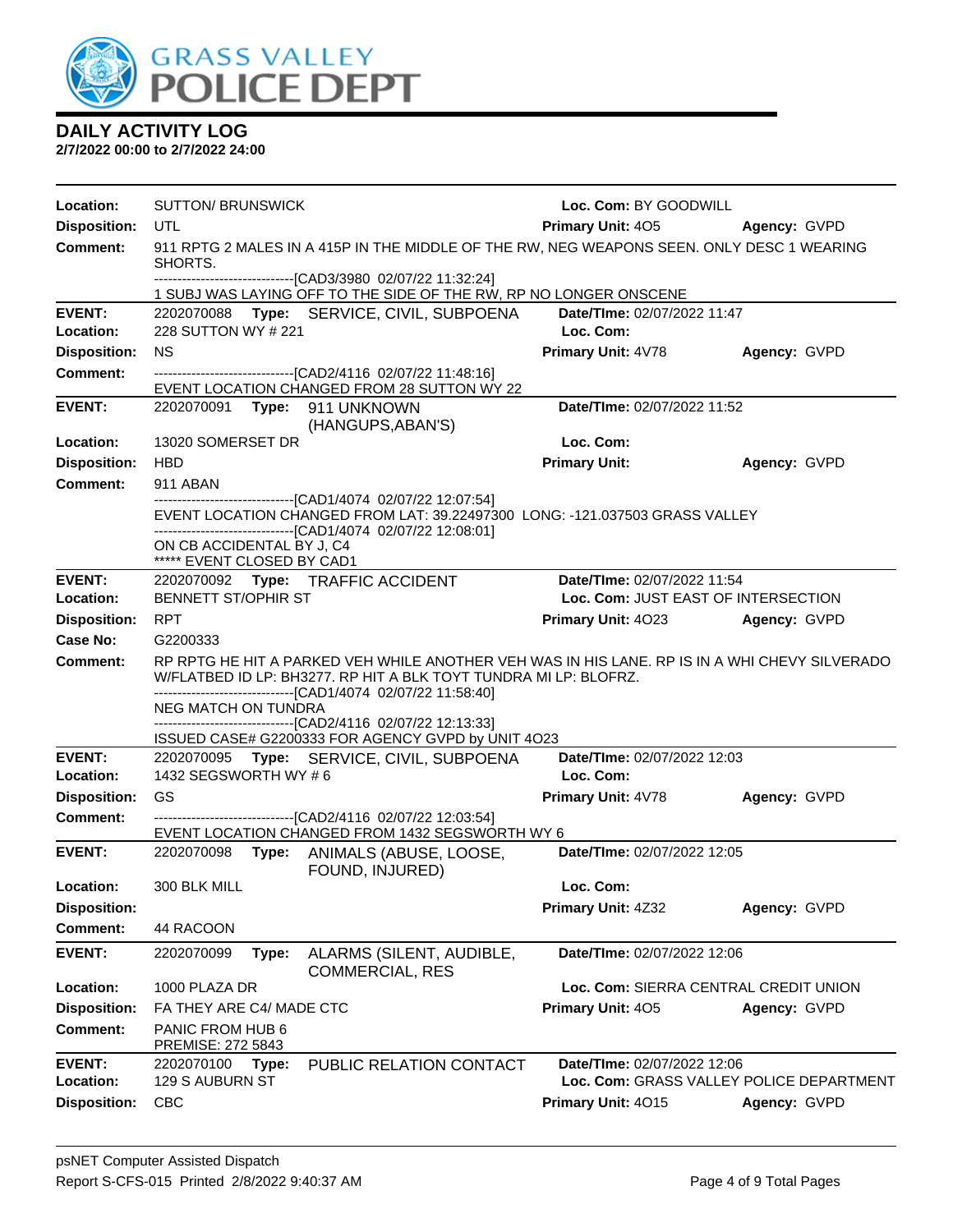# GRASS VALLEY POLICE DEPT

## DAILY ACTIVITY LOG

**2/7/2022 00:00 to 2/7/2022 24:00**

**Location:** SUTTON/ BRUNSWICK **Loc. Com:** BY GOODWILL
**Disposition:** UTL **Primary Unit:** 4O5 **Agency:** GVPD
**Comment:** 911 RPTG 2 MALES IN A 415P IN THE MIDDLE OF THE RW, NEG WEAPONS SEEN. ONLY DESC 1 WEARING SHORTS.
------------------------------[CAD3/3980 02/07/22 11:32:24]
1 SUBJ WAS LAYING OFF TO THE SIDE OF THE RW, RP NO LONGER ONSCENE

---

**EVENT:** 2202070088 **Type:** SERVICE, CIVIL, SUBPOENA **Date/TIme:** 02/07/2022 11:47
**Location:** 228 SUTTON WY # 221 **Loc. Com:**
**Disposition:** NS **Primary Unit:** 4V78 **Agency:** GVPD
**Comment:** ------------------------------[CAD2/4116 02/07/22 11:48:16]
EVENT LOCATION CHANGED FROM 28 SUTTON WY 22

---

**EVENT:** 2202070091 **Type:** 911 UNKNOWN (HANGUPS,ABAN'S) **Date/TIme:** 02/07/2022 11:52
**Location:** 13020 SOMERSET DR **Loc. Com:**
**Disposition:** HBD **Primary Unit:** **Agency:** GVPD
**Comment:** 911 ABAN
------------------------------[CAD1/4074 02/07/22 12:07:54]
EVENT LOCATION CHANGED FROM LAT: 39.22497300 LONG: -121.037503 GRASS VALLEY
------------------------------[CAD1/4074 02/07/22 12:08:01]
ON CB ACCIDENTAL BY J, C4
***** EVENT CLOSED BY CAD1

---

**EVENT:** 2202070092 **Type:** TRAFFIC ACCIDENT **Date/TIme:** 02/07/2022 11:54
**Location:** BENNETT ST/OPHIR ST **Loc. Com:** JUST EAST OF INTERSECTION
**Disposition:** RPT **Primary Unit:** 4O23 **Agency:** GVPD
**Case No:** G2200333
**Comment:** RP RPTG HE HIT A PARKED VEH WHILE ANOTHER VEH WAS IN HIS LANE. RP IS IN A WHI CHEVY SILVERADO W/FLATBED ID LP: BH3277. RP HIT A BLK TOYT TUNDRA MI LP: BLOFRZ.
------------------------------[CAD1/4074 02/07/22 11:58:40]
NEG MATCH ON TUNDRA
------------------------------[CAD2/4116 02/07/22 12:13:33]
ISSUED CASE# G2200333 FOR AGENCY GVPD by UNIT 4O23

---

**EVENT:** 2202070095 **Type:** SERVICE, CIVIL, SUBPOENA **Date/TIme:** 02/07/2022 12:03
**Location:** 1432 SEGSWORTH WY # 6 **Loc. Com:**
**Disposition:** GS **Primary Unit:** 4V78 **Agency:** GVPD
**Comment:** ------------------------------[CAD2/4116 02/07/22 12:03:54]
EVENT LOCATION CHANGED FROM 1432 SEGSWORTH WY 6

---

**EVENT:** 2202070098 **Type:** ANIMALS (ABUSE, LOOSE, FOUND, INJURED) **Date/TIme:** 02/07/2022 12:05
**Location:** 300 BLK MILL **Loc. Com:**
**Disposition:** **Primary Unit:** 4Z32 **Agency:** GVPD
**Comment:** 44 RACOON

---

**EVENT:** 2202070099 **Type:** ALARMS (SILENT, AUDIBLE, COMMERCIAL, RES **Date/TIme:** 02/07/2022 12:06
**Location:** 1000 PLAZA DR **Loc. Com:** SIERRA CENTRAL CREDIT UNION
**Disposition:** FA THEY ARE C4/ MADE CTC **Primary Unit:** 4O5 **Agency:** GVPD
**Comment:** PANIC FROM HUB 6
PREMISE: 272 5843

---

**EVENT:** 2202070100 **Type:** PUBLIC RELATION CONTACT **Date/TIme:** 02/07/2022 12:06
**Location:** 129 S AUBURN ST **Loc. Com:** GRASS VALLEY POLICE DEPARTMENT
**Disposition:** CBC **Primary Unit:** 4O15 **Agency:** GVPD

psNET Computer Assisted Dispatch
Report S-CFS-015 Printed 2/8/2022 9:40:37 AM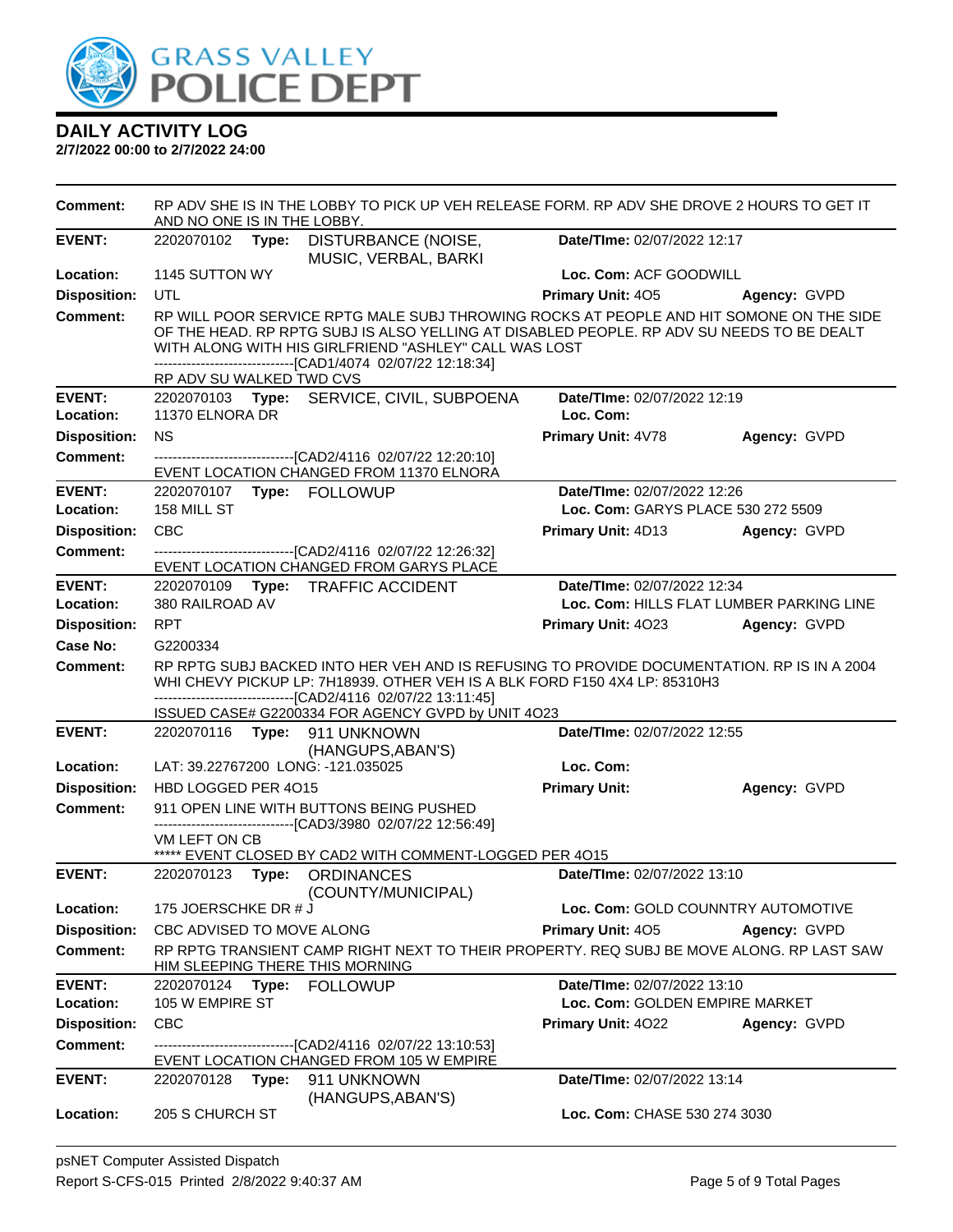# GRASS VALLEY POLICE DEPT

## DAILY ACTIVITY LOG

**2/7/2022 00:00 to 2/7/2022 24:00**

**Comment:** RP ADV SHE IS IN THE LOBBY TO PICK UP VEH RELEASE FORM. RP ADV SHE DROVE 2 HOURS TO GET IT AND NO ONE IS IN THE LOBBY.

---

**EVENT:** 2202070102 **Type:** DISTURBANCE (NOISE, MUSIC, VERBAL, BARKI **Date/TIme:** 02/07/2022 12:17
**Location:** 1145 SUTTON WY **Loc. Com:** ACF GOODWILL
**Disposition:** UTL **Primary Unit:** 4O5 **Agency:** GVPD
**Comment:** RP WILL POOR SERVICE RPTG MALE SUBJ THROWING ROCKS AT PEOPLE AND HIT SOMONE ON THE SIDE OF THE HEAD. RP RPTG SUBJ IS ALSO YELLING AT DISABLED PEOPLE. RP ADV SU NEEDS TO BE DEALT WITH ALONG WITH HIS GIRLFRIEND "ASHLEY" CALL WAS LOST
------------------------------[CAD1/4074 02/07/22 12:18:34]
RP ADV SU WALKED TWD CVS

---

**EVENT:** 2202070103 **Type:** SERVICE, CIVIL, SUBPOENA **Date/TIme:** 02/07/2022 12:19
**Location:** 11370 ELNORA DR **Loc. Com:**
**Disposition:** NS **Primary Unit:** 4V78 **Agency:** GVPD
**Comment:** ------------------------------[CAD2/4116 02/07/22 12:20:10]
EVENT LOCATION CHANGED FROM 11370 ELNORA

---

**EVENT:** 2202070107 **Type:** FOLLOWUP **Date/TIme:** 02/07/2022 12:26
**Location:** 158 MILL ST **Loc. Com:** GARYS PLACE 530 272 5509
**Disposition:** CBC **Primary Unit:** 4D13 **Agency:** GVPD
**Comment:** ------------------------------[CAD2/4116 02/07/22 12:26:32]
EVENT LOCATION CHANGED FROM GARYS PLACE

---

**EVENT:** 2202070109 **Type:** TRAFFIC ACCIDENT **Date/TIme:** 02/07/2022 12:34
**Location:** 380 RAILROAD AV **Loc. Com:** HILLS FLAT LUMBER PARKING LINE
**Disposition:** RPT **Primary Unit:** 4O23 **Agency:** GVPD
**Case No:** G2200334
**Comment:** RP RPTG SUBJ BACKED INTO HER VEH AND IS REFUSING TO PROVIDE DOCUMENTATION. RP IS IN A 2004 WHI CHEVY PICKUP LP: 7H18939. OTHER VEH IS A BLK FORD F150 4X4 LP: 85310H3
------------------------------[CAD2/4116 02/07/22 13:11:45]
ISSUED CASE# G2200334 FOR AGENCY GVPD by UNIT 4O23

---

**EVENT:** 2202070116 **Type:** 911 UNKNOWN (HANGUPS,ABAN'S) **Date/TIme:** 02/07/2022 12:55
**Location:** LAT: 39.22767200 LONG: -121.035025 **Loc. Com:**
**Disposition:** HBD LOGGED PER 4O15 **Primary Unit:** **Agency:** GVPD
**Comment:** 911 OPEN LINE WITH BUTTONS BEING PUSHED
------------------------------[CAD3/3980 02/07/22 12:56:49]
VM LEFT ON CB
***** EVENT CLOSED BY CAD2 WITH COMMENT-LOGGED PER 4O15

---

**EVENT:** 2202070123 **Type:** ORDINANCES (COUNTY/MUNICIPAL) **Date/TIme:** 02/07/2022 13:10
**Location:** 175 JOERSCHKE DR # J **Loc. Com:** GOLD COUNNTRY AUTOMOTIVE
**Disposition:** CBC ADVISED TO MOVE ALONG **Primary Unit:** 4O5 **Agency:** GVPD
**Comment:** RP RPTG TRANSIENT CAMP RIGHT NEXT TO THEIR PROPERTY. REQ SUBJ BE MOVE ALONG. RP LAST SAW HIM SLEEPING THERE THIS MORNING

---

**EVENT:** 2202070124 **Type:** FOLLOWUP **Date/TIme:** 02/07/2022 13:10
**Location:** 105 W EMPIRE ST **Loc. Com:** GOLDEN EMPIRE MARKET
**Disposition:** CBC **Primary Unit:** 4O22 **Agency:** GVPD
**Comment:** ------------------------------[CAD2/4116 02/07/22 13:10:53]
EVENT LOCATION CHANGED FROM 105 W EMPIRE

---

**EVENT:** 2202070128 **Type:** 911 UNKNOWN (HANGUPS,ABAN'S) **Date/TIme:** 02/07/2022 13:14
**Location:** 205 S CHURCH ST **Loc. Com:** CHASE 530 274 3030

psNET Computer Assisted Dispatch
Report S-CFS-015 Printed 2/8/2022 9:40:37 AM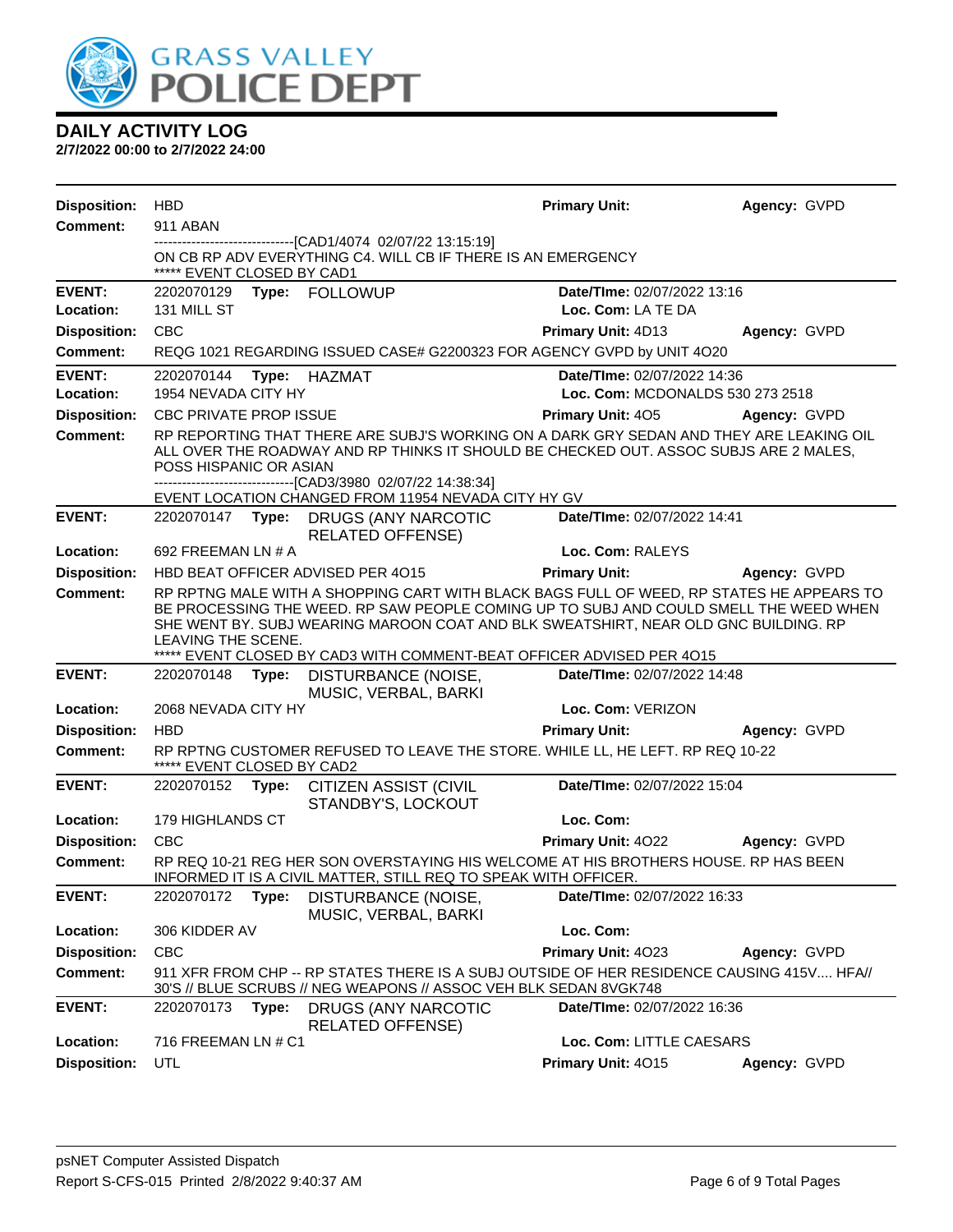# DAILY ACTIVITY LOG

**2/7/2022 00:00 to 2/7/2022 24:00**

**Disposition:** HBD **Primary Unit:** **Agency:** GVPD

**Comment:** 911 ABAN

------------------------------[CAD1/4074 02/07/22 13:15:19]

ON CB RP ADV EVERYTHING C4. WILL CB IF THERE IS AN EMERGENCY

***** EVENT CLOSED BY CAD1

---

**EVENT:** 2202070129 **Type:** FOLLOWUP **Date/TIme:** 02/07/2022 13:16

**Location:** 131 MILL ST **Loc. Com:** LA TE DA

**Disposition:** CBC **Primary Unit:** 4D13 **Agency:** GVPD

**Comment:** REQG 1021 REGARDING ISSUED CASE# G2200323 FOR AGENCY GVPD by UNIT 4O20

---

**EVENT:** 2202070144 **Type:** HAZMAT **Date/TIme:** 02/07/2022 14:36

**Location:** 1954 NEVADA CITY HY **Loc. Com:** MCDONALDS 530 273 2518

**Disposition:** CBC PRIVATE PROP ISSUE **Primary Unit:** 4O5 **Agency:** GVPD

**Comment:** RP REPORTING THAT THERE ARE SUBJ'S WORKING ON A DARK GRY SEDAN AND THEY ARE LEAKING OIL ALL OVER THE ROADWAY AND RP THINKS IT SHOULD BE CHECKED OUT. ASSOC SUBJS ARE 2 MALES, POSS HISPANIC OR ASIAN

------------------------------[CAD3/3980 02/07/22 14:38:34]

EVENT LOCATION CHANGED FROM 11954 NEVADA CITY HY GV

---

**EVENT:** 2202070147 **Type:** DRUGS (ANY NARCOTIC RELATED OFFENSE) **Date/TIme:** 02/07/2022 14:41

**Location:** 692 FREEMAN LN # A **Loc. Com:** RALEYS

**Disposition:** HBD BEAT OFFICER ADVISED PER 4O15 **Primary Unit:** **Agency:** GVPD

**Comment:** RP RPTNG MALE WITH A SHOPPING CART WITH BLACK BAGS FULL OF WEED, RP STATES HE APPEARS TO BE PROCESSING THE WEED. RP SAW PEOPLE COMING UP TO SUBJ AND COULD SMELL THE WEED WHEN SHE WENT BY. SUBJ WEARING MAROON COAT AND BLK SWEATSHIRT, NEAR OLD GNC BUILDING. RP LEAVING THE SCENE.

***** EVENT CLOSED BY CAD3 WITH COMMENT-BEAT OFFICER ADVISED PER 4O15

---

**EVENT:** 2202070148 **Type:** DISTURBANCE (NOISE, MUSIC, VERBAL, BARKI **Date/TIme:** 02/07/2022 14:48

**Location:** 2068 NEVADA CITY HY **Loc. Com:** VERIZON

**Disposition:** HBD **Primary Unit:** **Agency:** GVPD

**Comment:** RP RPTNG CUSTOMER REFUSED TO LEAVE THE STORE. WHILE LL, HE LEFT. RP REQ 10-22

***** EVENT CLOSED BY CAD2

---

**EVENT:** 2202070152 **Type:** CITIZEN ASSIST (CIVIL STANDBY'S, LOCKOUT **Date/TIme:** 02/07/2022 15:04

**Location:** 179 HIGHLANDS CT **Loc. Com:**

**Disposition:** CBC **Primary Unit:** 4O22 **Agency:** GVPD

**Comment:** RP REQ 10-21 REG HER SON OVERSTAYING HIS WELCOME AT HIS BROTHERS HOUSE. RP HAS BEEN INFORMED IT IS A CIVIL MATTER, STILL REQ TO SPEAK WITH OFFICER.

---

**EVENT:** 2202070172 **Type:** DISTURBANCE (NOISE, MUSIC, VERBAL, BARKI **Date/TIme:** 02/07/2022 16:33

**Location:** 306 KIDDER AV **Loc. Com:**

**Disposition:** CBC **Primary Unit:** 4O23 **Agency:** GVPD

**Comment:** 911 XFR FROM CHP -- RP STATES THERE IS A SUBJ OUTSIDE OF HER RESIDENCE CAUSING 415V.... HFA// 30'S // BLUE SCRUBS // NEG WEAPONS // ASSOC VEH BLK SEDAN 8VGK748

---

**EVENT:** 2202070173 **Type:** DRUGS (ANY NARCOTIC RELATED OFFENSE) **Date/TIme:** 02/07/2022 16:36

**Location:** 716 FREEMAN LN # C1 **Loc. Com:** LITTLE CAESARS

**Disposition:** UTL **Primary Unit:** 4O15 **Agency:** GVPD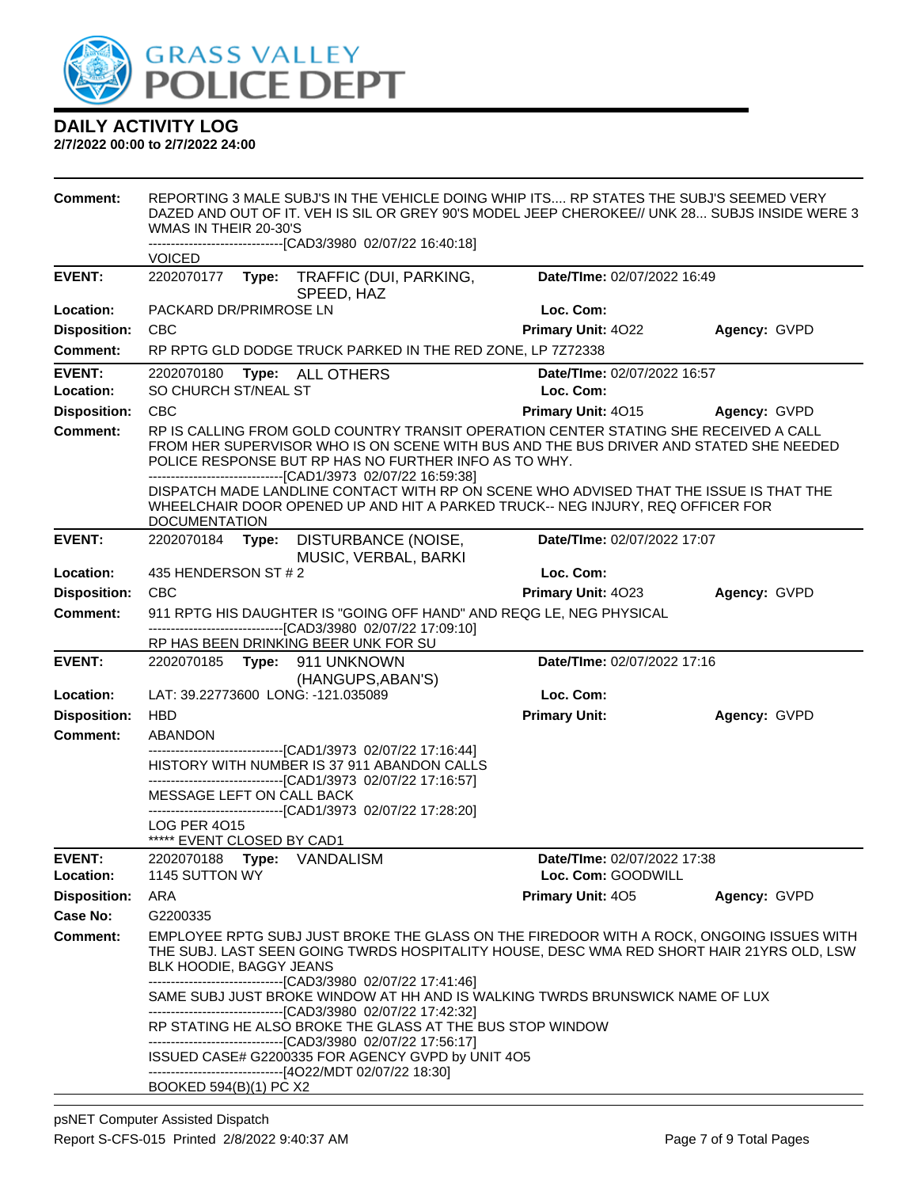# DAILY ACTIVITY LOG

**2/7/2022 00:00 to 2/7/2022 24:00**

**Comment:** REPORTING 3 MALE SUBJ'S IN THE VEHICLE DOING WHIP ITS.... RP STATES THE SUBJ'S SEEMED VERY DAZED AND OUT OF IT. VEH IS SIL OR GREY 90'S MODEL JEEP CHEROKEE// UNK 28... SUBJS INSIDE WERE 3 WMAS IN THEIR 20-30'S
------------------------------[CAD3/3980 02/07/22 16:40:18]
VOICED

---

**EVENT:** 2202070177 **Type:** TRAFFIC (DUI, PARKING, SPEED, HAZ **Date/TIme:** 02/07/2022 16:49
**Location:** PACKARD DR/PRIMROSE LN **Loc. Com:**
**Disposition:** CBC **Primary Unit:** 4O22 **Agency:** GVPD
**Comment:** RP RPTG GLD DODGE TRUCK PARKED IN THE RED ZONE, LP 7Z72338

---

**EVENT:** 2202070180 **Type:** ALL OTHERS **Date/TIme:** 02/07/2022 16:57
**Location:** SO CHURCH ST/NEAL ST **Loc. Com:**
**Disposition:** CBC **Primary Unit:** 4O15 **Agency:** GVPD
**Comment:** RP IS CALLING FROM GOLD COUNTRY TRANSIT OPERATION CENTER STATING SHE RECEIVED A CALL FROM HER SUPERVISOR WHO IS ON SCENE WITH BUS AND THE BUS DRIVER AND STATED SHE NEEDED POLICE RESPONSE BUT RP HAS NO FURTHER INFO AS TO WHY.
------------------------------[CAD1/3973 02/07/22 16:59:38]
DISPATCH MADE LANDLINE CONTACT WITH RP ON SCENE WHO ADVISED THAT THE ISSUE IS THAT THE WHEELCHAIR DOOR OPENED UP AND HIT A PARKED TRUCK-- NEG INJURY, REQ OFFICER FOR DOCUMENTATION

---

**EVENT:** 2202070184 **Type:** DISTURBANCE (NOISE, MUSIC, VERBAL, BARKI **Date/TIme:** 02/07/2022 17:07
**Location:** 435 HENDERSON ST # 2 **Loc. Com:**
**Disposition:** CBC **Primary Unit:** 4O23 **Agency:** GVPD
**Comment:** 911 RPTG HIS DAUGHTER IS "GOING OFF HAND" AND REQG LE, NEG PHYSICAL
------------------------------[CAD3/3980 02/07/22 17:09:10]
RP HAS BEEN DRINKING BEER UNK FOR SU

---

**EVENT:** 2202070185 **Type:** 911 UNKNOWN (HANGUPS,ABAN'S) **Date/TIme:** 02/07/2022 17:16
**Location:** LAT: 39.22773600 LONG: -121.035089 **Loc. Com:**
**Disposition:** HBD **Primary Unit:** **Agency:** GVPD
**Comment:** ABANDON
------------------------------[CAD1/3973 02/07/22 17:16:44]
HISTORY WITH NUMBER IS 37 911 ABANDON CALLS
------------------------------[CAD1/3973 02/07/22 17:16:57]
MESSAGE LEFT ON CALL BACK
------------------------------[CAD1/3973 02/07/22 17:28:20]
LOG PER 4O15
***** EVENT CLOSED BY CAD1

---

**EVENT:** 2202070188 **Type:** VANDALISM **Date/TIme:** 02/07/2022 17:38
**Location:** 1145 SUTTON WY **Loc. Com:** GOODWILL
**Disposition:** ARA **Primary Unit:** 4O5 **Agency:** GVPD
**Case No:** G2200335
**Comment:** EMPLOYEE RPTG SUBJ JUST BROKE THE GLASS ON THE FIREDOOR WITH A ROCK, ONGOING ISSUES WITH THE SUBJ. LAST SEEN GOING TWRDS HOSPITALITY HOUSE, DESC WMA RED SHORT HAIR 21YRS OLD, LSW BLK HOODIE, BAGGY JEANS
------------------------------[CAD3/3980 02/07/22 17:41:46]
SAME SUBJ JUST BROKE WINDOW AT HH AND IS WALKING TWRDS BRUNSWICK NAME OF LUX
------------------------------[CAD3/3980 02/07/22 17:42:32]
RP STATING HE ALSO BROKE THE GLASS AT THE BUS STOP WINDOW
------------------------------[CAD3/3980 02/07/22 17:56:17]
ISSUED CASE# G2200335 FOR AGENCY GVPD by UNIT 4O5
------------------------------[4O22/MDT 02/07/22 18:30]
BOOKED 594(B)(1) PC X2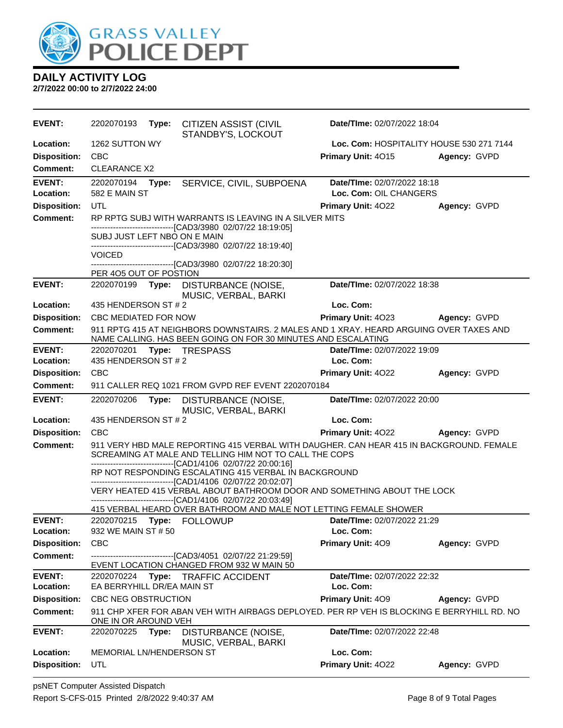# DAILY ACTIVITY LOG

**2/7/2022 00:00 to 2/7/2022 24:00**

| | | | |
|---|---|---|---|
| **EVENT:** 2202070193 **Type:** CITIZEN ASSIST (CIVIL STANDBY'S, LOCKOUT | | **Date/TIme:** 02/07/2022 18:04 | |
| **Location:** 1262 SUTTON WY | | **Loc. Com:** HOSPITALITY HOUSE 530 271 7144 | |
| **Disposition:** CBC | **Primary Unit:** 4O15 | | **Agency:** GVPD |
| **Comment:** CLEARANCE X2 | | | |

| | | | |
|---|---|---|---|
| **EVENT:** 2202070194 **Type:** SERVICE, CIVIL, SUBPOENA | | **Date/TIme:** 02/07/2022 18:18 | |
| **Location:** 582 E MAIN ST | | **Loc. Com:** OIL CHANGERS | |
| **Disposition:** UTL | **Primary Unit:** 4O22 | | **Agency:** GVPD |

**Comment:** RP RPTG SUBJ WITH WARRANTS IS LEAVING IN A SILVER MITS
------------------------------[CAD3/3980 02/07/22 18:19:05]
SUBJ JUST LEFT NBO ON E MAIN
------------------------------[CAD3/3980 02/07/22 18:19:40]
VOICED
------------------------------[CAD3/3980 02/07/22 18:20:30]
PER 4O5 OUT OF POSTION

| | | | |
|---|---|---|---|
| **EVENT:** 2202070199 **Type:** DISTURBANCE (NOISE, MUSIC, VERBAL, BARKI | | **Date/TIme:** 02/07/2022 18:38 | |
| **Location:** 435 HENDERSON ST # 2 | | **Loc. Com:** | |
| **Disposition:** CBC MEDIATED FOR NOW | **Primary Unit:** 4O23 | | **Agency:** GVPD |

**Comment:** 911 RPTG 415 AT NEIGHBORS DOWNSTAIRS. 2 MALES AND 1 XRAY. HEARD ARGUING OVER TAXES AND NAME CALLING. HAS BEEN GOING ON FOR 30 MINUTES AND ESCALATING

| | | | |
|---|---|---|---|
| **EVENT:** 2202070201 **Type:** TRESPASS | | **Date/TIme:** 02/07/2022 19:09 | |
| **Location:** 435 HENDERSON ST # 2 | | **Loc. Com:** | |
| **Disposition:** CBC | **Primary Unit:** 4O22 | | **Agency:** GVPD |
| **Comment:** 911 CALLER REQ 1021 FROM GVPD REF EVENT 2202070184 | | | |

| | | | |
|---|---|---|---|
| **EVENT:** 2202070206 **Type:** DISTURBANCE (NOISE, MUSIC, VERBAL, BARKI | | **Date/TIme:** 02/07/2022 20:00 | |
| **Location:** 435 HENDERSON ST # 2 | | **Loc. Com:** | |
| **Disposition:** CBC | **Primary Unit:** 4O22 | | **Agency:** GVPD |

**Comment:** 911 VERY HBD MALE REPORTING 415 VERBAL WITH DAUGHER. CAN HEAR 415 IN BACKGROUND. FEMALE SCREAMING AT MALE AND TELLING HIM NOT TO CALL THE COPS
------------------------------[CAD1/4106 02/07/22 20:00:16]
RP NOT RESPONDING ESCALATING 415 VERBAL IN BACKGROUND
------------------------------[CAD1/4106 02/07/22 20:02:07]
VERY HEATED 415 VERBAL ABOUT BATHROOM DOOR AND SOMETHING ABOUT THE LOCK
------------------------------[CAD1/4106 02/07/22 20:03:49]
415 VERBAL HEARD OVER BATHROOM AND MALE NOT LETTING FEMALE SHOWER

| | | | |
|---|---|---|---|
| **EVENT:** 2202070215 **Type:** FOLLOWUP | | **Date/TIme:** 02/07/2022 21:29 | |
| **Location:** 932 WE MAIN ST # 50 | | **Loc. Com:** | |
| **Disposition:** CBC | **Primary Unit:** 4O9 | | **Agency:** GVPD |

**Comment:** ------------------------------[CAD3/4051 02/07/22 21:29:59]
EVENT LOCATION CHANGED FROM 932 W MAIN 50

| | | | |
|---|---|---|---|
| **EVENT:** 2202070224 **Type:** TRAFFIC ACCIDENT | | **Date/TIme:** 02/07/2022 22:32 | |
| **Location:** EA BERRYHILL DR/EA MAIN ST | | **Loc. Com:** | |
| **Disposition:** CBC NEG OBSTRUCTION | **Primary Unit:** 4O9 | | **Agency:** GVPD |

**Comment:** 911 CHP XFER FOR ABAN VEH WITH AIRBAGS DEPLOYED. PER RP VEH IS BLOCKING E BERRYHILL RD. NO ONE IN OR AROUND VEH

| | | | |
|---|---|---|---|
| **EVENT:** 2202070225 **Type:** DISTURBANCE (NOISE, MUSIC, VERBAL, BARKI | | **Date/TIme:** 02/07/2022 22:48 | |
| **Location:** MEMORIAL LN/HENDERSON ST | | **Loc. Com:** | |
| **Disposition:** UTL | **Primary Unit:** 4O22 | | **Agency:** GVPD |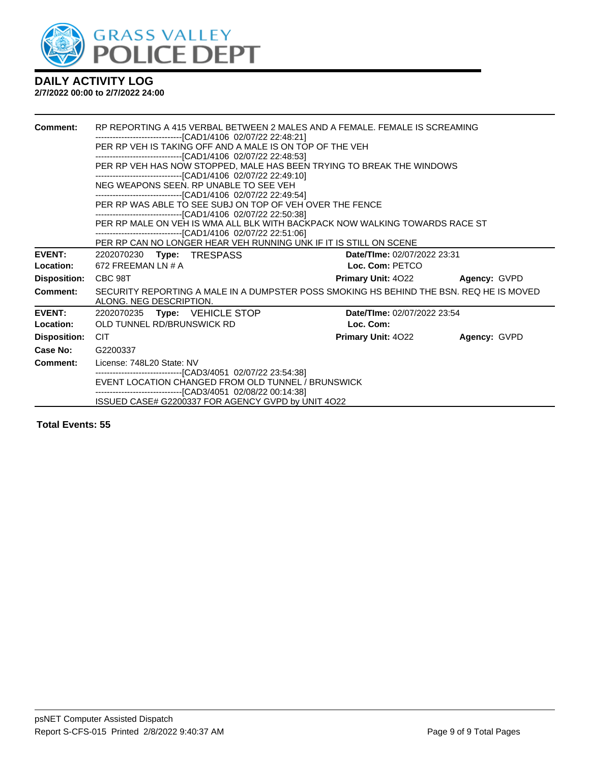# DAILY ACTIVITY LOG

**2/7/2022 00:00 to 2/7/2022 24:00**

| | | | |
|---|---|---|---|
| **Comment:** | RP REPORTING A 415 VERBAL BETWEEN 2 MALES AND A FEMALE. FEMALE IS SCREAMING<br>------------------------------[CAD1/4106 02/07/22 22:48:21]<br>PER RP VEH IS TAKING OFF AND A MALE IS ON TOP OF THE VEH<br>------------------------------[CAD1/4106 02/07/22 22:48:53]<br>PER RP VEH HAS NOW STOPPED, MALE HAS BEEN TRYING TO BREAK THE WINDOWS<br>------------------------------[CAD1/4106 02/07/22 22:49:10]<br>NEG WEAPONS SEEN. RP UNABLE TO SEE VEH<br>------------------------------[CAD1/4106 02/07/22 22:49:54]<br>PER RP WAS ABLE TO SEE SUBJ ON TOP OF VEH OVER THE FENCE<br>------------------------------[CAD1/4106 02/07/22 22:50:38]<br>PER RP MALE ON VEH IS WMA ALL BLK WITH BACKPACK NOW WALKING TOWARDS RACE ST<br>------------------------------[CAD1/4106 02/07/22 22:51:06]<br>PER RP CAN NO LONGER HEAR VEH RUNNING UNK IF IT IS STILL ON SCENE | | |
| **EVENT:** | 2202070230 **Type:** TRESPASS | **Date/TIme:** 02/07/2022 23:31 | |
| **Location:** | 672 FREEMAN LN # A | **Loc. Com:** PETCO | |
| **Disposition:** | CBC 98T | **Primary Unit:** 4O22 | **Agency:** GVPD |
| **Comment:** | SECURITY REPORTING A MALE IN A DUMPSTER POSS SMOKING HS BEHIND THE BSN. REQ HE IS MOVED ALONG. NEG DESCRIPTION. | | |
| **EVENT:** | 2202070235 **Type:** VEHICLE STOP | **Date/TIme:** 02/07/2022 23:54 | |
| **Location:** | OLD TUNNEL RD/BRUNSWICK RD | **Loc. Com:** | |
| **Disposition:** | CIT | **Primary Unit:** 4O22 | **Agency:** GVPD |
| **Case No:** | G2200337 | | |
| **Comment:** | License: 748L20 State: NV<br>------------------------------[CAD3/4051 02/07/22 23:54:38]<br>EVENT LOCATION CHANGED FROM OLD TUNNEL / BRUNSWICK<br>------------------------------[CAD3/4051 02/08/22 00:14:38]<br>ISSUED CASE# G2200337 FOR AGENCY GVPD by UNIT 4O22 | | |

**Total Events: 55**